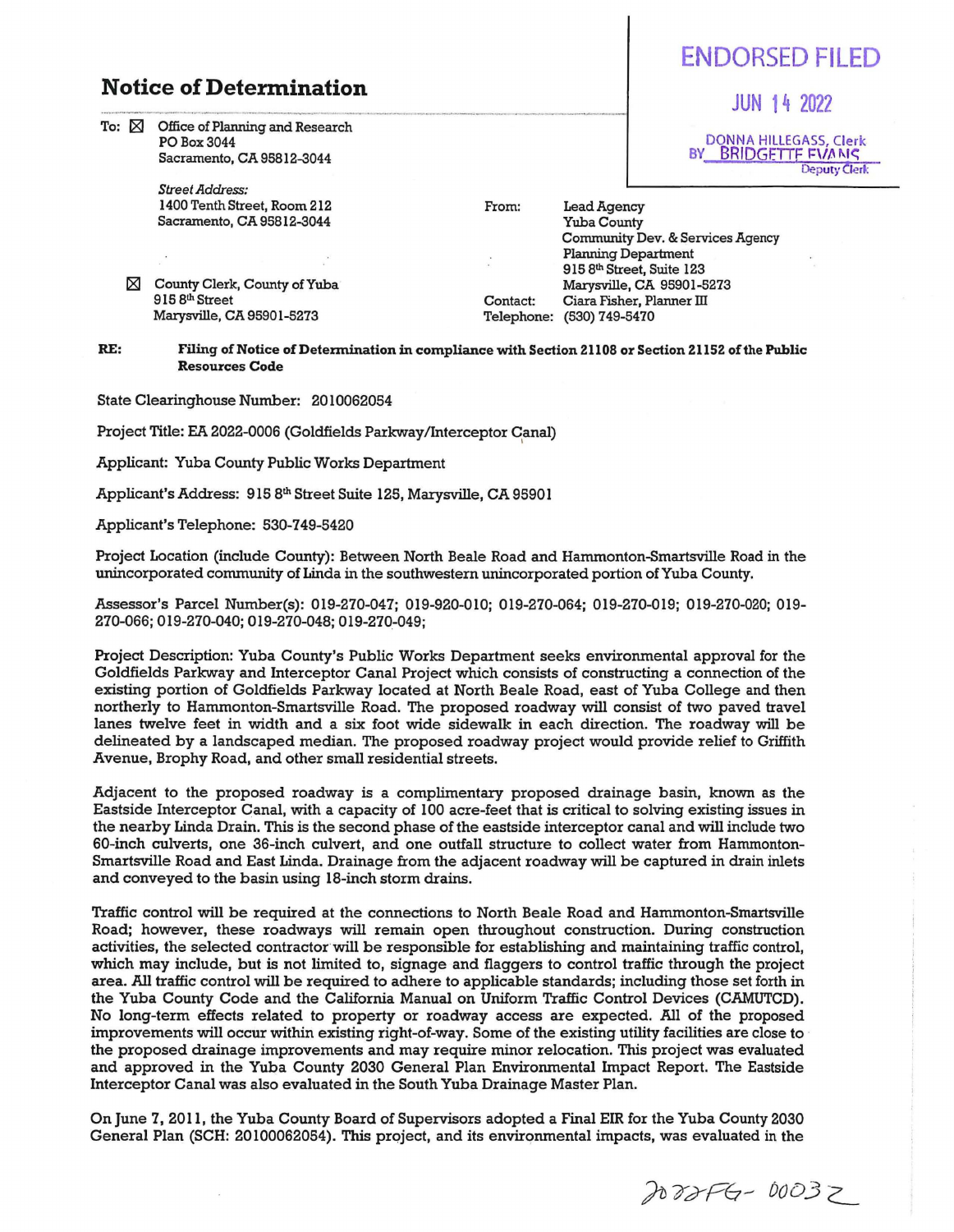# Notice of Determination

**ENDORSED FILED**

**JUN 14 2022**

DONNA HILLEGASS, Clerk
BY BRIDGETTE EVANS
Deputy Clerk

To: ☒ Office of Planning and Research
PO Box 3044
Sacramento, CA 95812-3044

*Street Address:*
1400 Tenth Street, Room 212
Sacramento, CA 95812-3044

☒ County Clerk, County of Yuba
915 8th Street
Marysville, CA 95901-5273

From: Lead Agency
Yuba County
Community Dev. & Services Agency
Planning Department
915 8th Street, Suite 123
Marysville, CA 95901-5273

Contact: Ciara Fisher, Planner III
Telephone: (530) 749-5470

**RE: Filing of Notice of Determination in compliance with Section 21108 or Section 21152 of the Public Resources Code**

State Clearinghouse Number: 2010062054

Project Title: EA 2022-0006 (Goldfields Parkway/Interceptor Canal)

Applicant: Yuba County Public Works Department

Applicant's Address: 915 8th Street Suite 125, Marysville, CA 95901

Applicant's Telephone: 530-749-5420

Project Location (include County): Between North Beale Road and Hammonton-Smartsville Road in the unincorporated community of Linda in the southwestern unincorporated portion of Yuba County.

Assessor's Parcel Number(s): 019-270-047; 019-920-010; 019-270-064; 019-270-019; 019-270-020; 019-270-066; 019-270-040; 019-270-048; 019-270-049;

Project Description: Yuba County's Public Works Department seeks environmental approval for the Goldfields Parkway and Interceptor Canal Project which consists of constructing a connection of the existing portion of Goldfields Parkway located at North Beale Road, east of Yuba College and then northerly to Hammonton-Smartsville Road. The proposed roadway will consist of two paved travel lanes twelve feet in width and a six foot wide sidewalk in each direction. The roadway will be delineated by a landscaped median. The proposed roadway project would provide relief to Griffith Avenue, Brophy Road, and other small residential streets.

Adjacent to the proposed roadway is a complimentary proposed drainage basin, known as the Eastside Interceptor Canal, with a capacity of 100 acre-feet that is critical to solving existing issues in the nearby Linda Drain. This is the second phase of the eastside interceptor canal and will include two 60-inch culverts, one 36-inch culvert, and one outfall structure to collect water from Hammonton-Smartsville Road and East Linda. Drainage from the adjacent roadway will be captured in drain inlets and conveyed to the basin using 18-inch storm drains.

Traffic control will be required at the connections to North Beale Road and Hammonton-Smartsville Road; however, these roadways will remain open throughout construction. During construction activities, the selected contractor will be responsible for establishing and maintaining traffic control, which may include, but is not limited to, signage and flaggers to control traffic through the project area. All traffic control will be required to adhere to applicable standards; including those set forth in the Yuba County Code and the California Manual on Uniform Traffic Control Devices (CAMUTCD). No long-term effects related to property or roadway access are expected. All of the proposed improvements will occur within existing right-of-way. Some of the existing utility facilities are close to the proposed drainage improvements and may require minor relocation. This project was evaluated and approved in the Yuba County 2030 General Plan Environmental Impact Report. The Eastside Interceptor Canal was also evaluated in the South Yuba Drainage Master Plan.

On June 7, 2011, the Yuba County Board of Supervisors adopted a Final EIR for the Yuba County 2030 General Plan (SCH: 20100062054). This project, and its environmental impacts, was evaluated in the

2022-FG-00032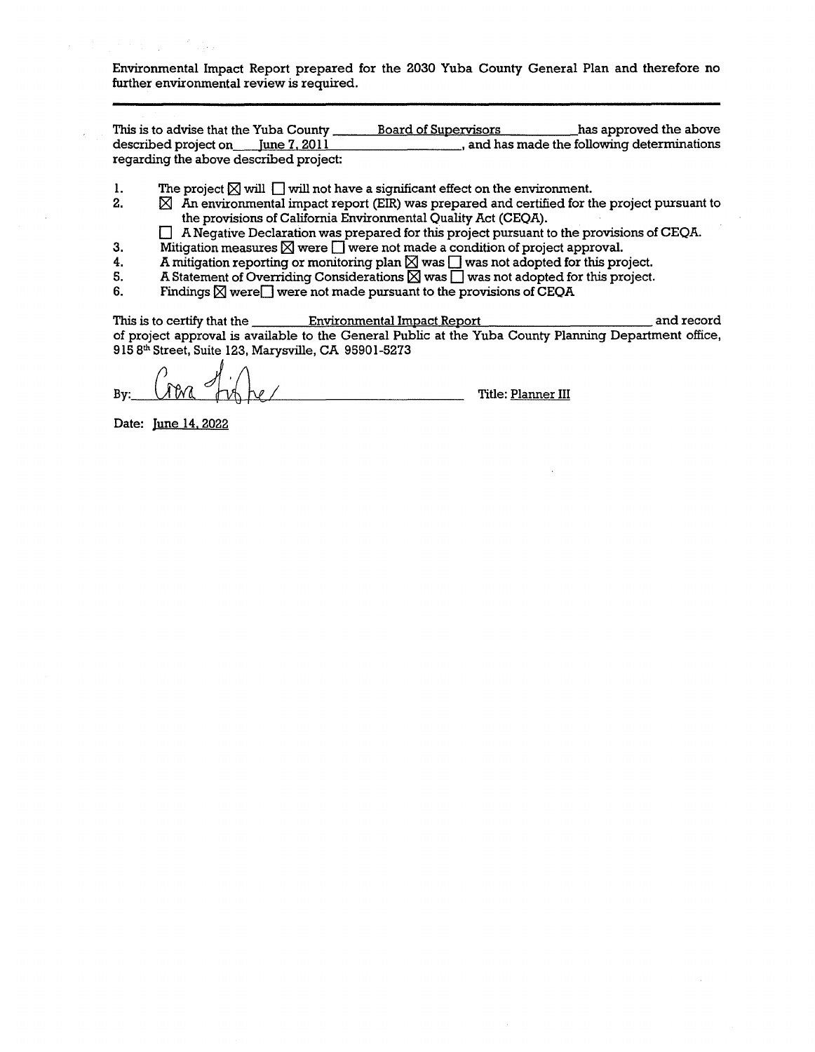Environmental Impact Report prepared for the 2030 Yuba County General Plan and therefore no further environmental review is required.

---

This is to advise that the Yuba County Board of Supervisors has approved the above described project on June 7, 2011, and has made the following determinations regarding the above described project:

1. The project ☒ will ☐ will not have a significant effect on the environment.
2. ☒ An environmental impact report (EIR) was prepared and certified for the project pursuant to the provisions of California Environmental Quality Act (CEQA).
   ☐ A Negative Declaration was prepared for this project pursuant to the provisions of CEQA.
3. Mitigation measures ☒ were ☐ were not made a condition of project approval.
4. A mitigation reporting or monitoring plan ☒ was ☐ was not adopted for this project.
5. A Statement of Overriding Considerations ☒ was ☐ was not adopted for this project.
6. Findings ☒ were ☐ were not made pursuant to the provisions of CEQA

This is to certify that the Environmental Impact Report and record of project approval is available to the General Public at the Yuba County Planning Department office, 915 8th Street, Suite 123, Marysville, CA 95901-5273

By: *[signature]* Title: Planner III

Date: June 14, 2022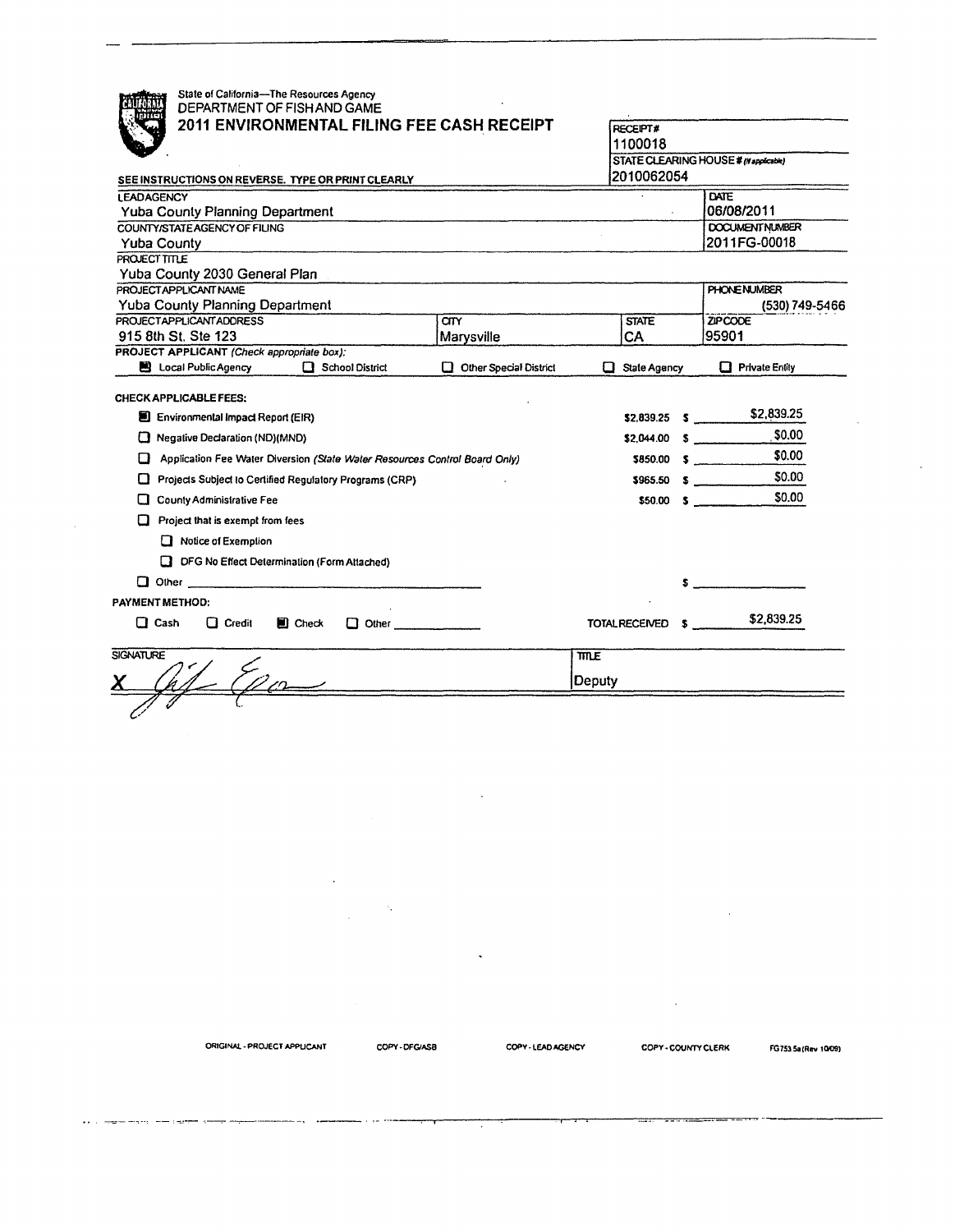State of California—The Resources Agency
DEPARTMENT OF FISH AND GAME

# 2011 ENVIRONMENTAL FILING FEE CASH RECEIPT

| RECEIPT# |
|---|
| 1100018 |
| STATE CLEARING HOUSE # (If applicable) |
| 2010062054 |

SEE INSTRUCTIONS ON REVERSE. TYPE OR PRINT CLEARLY

| LEAD AGENCY | | | DATE |
|---|---|---|---|
| Yuba County Planning Department | | | 06/08/2011 |
| COUNTY/STATE AGENCY OF FILING | | | DOCUMENT NUMBER |
| Yuba County | | | 2011FG-00018 |
| PROJECT TITLE | | | |
| Yuba County 2030 General Plan | | | |
| PROJECT APPLICANT NAME | | | PHONE NUMBER |
| Yuba County Planning Department | | | (530) 749-5466 |
| PROJECT APPLICANT ADDRESS | CITY | STATE | ZIP CODE |
| 915 8th St. Ste 123 | Marysville | CA | 95901 |

**PROJECT APPLICANT** *(Check appropriate box):*

- [x] Local Public Agency
- [ ] School District
- [ ] Other Special District
- [ ] State Agency
- [ ] Private Entity

**CHECK APPLICABLE FEES:**

| | | |
|---|---|---|
| [x] Environmental Impact Report (EIR) | $2,839.25 | $ $2,839.25 |
| [ ] Negative Declaration (ND)(MND) | $2,044.00 | $ $0.00 |
| [ ] Application Fee Water Diversion *(State Water Resources Control Board Only)* | $850.00 | $ $0.00 |
| [ ] Projects Subject to Certified Regulatory Programs (CRP) | $965.50 | $ $0.00 |
| [ ] County Administrative Fee | $50.00 | $ $0.00 |
| [ ] Project that is exempt from fees | | |
| [ ] Notice of Exemption | | |
| [ ] DFG No Effect Determination (Form Attached) | | |
| [ ] Other ______________ | | $ ______ |

**PAYMENT METHOD:**

- [ ] Cash
- [ ] Credit
- [x] Check
- [ ] Other ______

TOTAL RECEIVED $ $2,839.25

| SIGNATURE | TITLE |
|---|---|
| X (signature) | Deputy |

ORIGINAL - PROJECT APPLICANT COPY - DFG/ASB COPY - LEAD AGENCY COPY - COUNTY CLERK FG753.5a (Rev 10/09)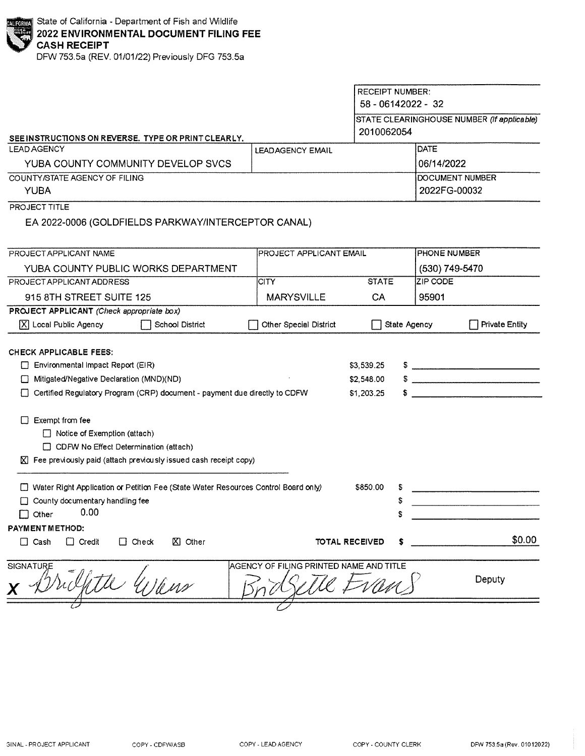State of California - Department of Fish and Wildlife

**2022 ENVIRONMENTAL DOCUMENT FILING FEE**

**CASH RECEIPT**

DFW 753.5a (REV. 01/01/22) Previously DFG 753.5a

RECEIPT NUMBER:
58 - 06142022 - 32

STATE CLEARINGHOUSE NUMBER *(If applicable)*
2010062054

**SEE INSTRUCTIONS ON REVERSE. TYPE OR PRINT CLEARLY.**

| LEAD AGENCY | LEAD AGENCY EMAIL | DATE |
|---|---|---|
| YUBA COUNTY COMMUNITY DEVELOP SVCS | | 06/14/2022 |

| COUNTY/STATE AGENCY OF FILING | DOCUMENT NUMBER |
|---|---|
| YUBA | 2022FG-00032 |

PROJECT TITLE

EA 2022-0006 (GOLDFIELDS PARKWAY/INTERCEPTOR CANAL)

| PROJECT APPLICANT NAME | PROJECT APPLICANT EMAIL | PHONE NUMBER |
|---|---|---|
| YUBA COUNTY PUBLIC WORKS DEPARTMENT | | (530) 749-5470 |

| PROJECT APPLICANT ADDRESS | CITY | STATE | ZIP CODE |
|---|---|---|---|
| 915 8TH STREET SUITE 125 | MARYSVILLE | CA | 95901 |

**PROJECT APPLICANT** *(Check appropriate box)*

☒ Local Public Agency ☐ School District ☐ Other Special District ☐ State Agency ☐ Private Entity

**CHECK APPLICABLE FEES:**

| | | |
|---|---|---|
| ☐ Environmental Impact Report (EIR) | $3,539.25 | $ |
| ☐ Mitigated/Negative Declaration (MND)(ND) | $2,548.00 | $ |
| ☐ Certified Regulatory Program (CRP) document - payment due directly to CDFW | $1,203.25 | $ |

☐ Exempt from fee

- ☐ Notice of Exemption (attach)
- ☐ CDFW No Effect Determination (attach)

☒ Fee previously paid (attach previously issued cash receipt copy)

| | | |
|---|---|---|
| ☐ Water Right Application or Petition Fee (State Water Resources Control Board only) | $850.00 | $ |
| ☐ County documentary handling fee | | $ |
| ☐ Other 0.00 | | $ |

**PAYMENT METHOD:**

☐ Cash ☐ Credit ☐ Check ☒ Other **TOTAL RECEIVED** $ $0.00

| SIGNATURE | AGENCY OF FILING PRINTED NAME AND TITLE |
|---|---|
| X Bridgette Evans | Bridgette Evans Deputy |

ORIGINAL - PROJECT APPLICANT COPY - CDFW/ASB COPY - LEAD AGENCY COPY - COUNTY CLERK DFW 753.5a (Rev. 01012022)